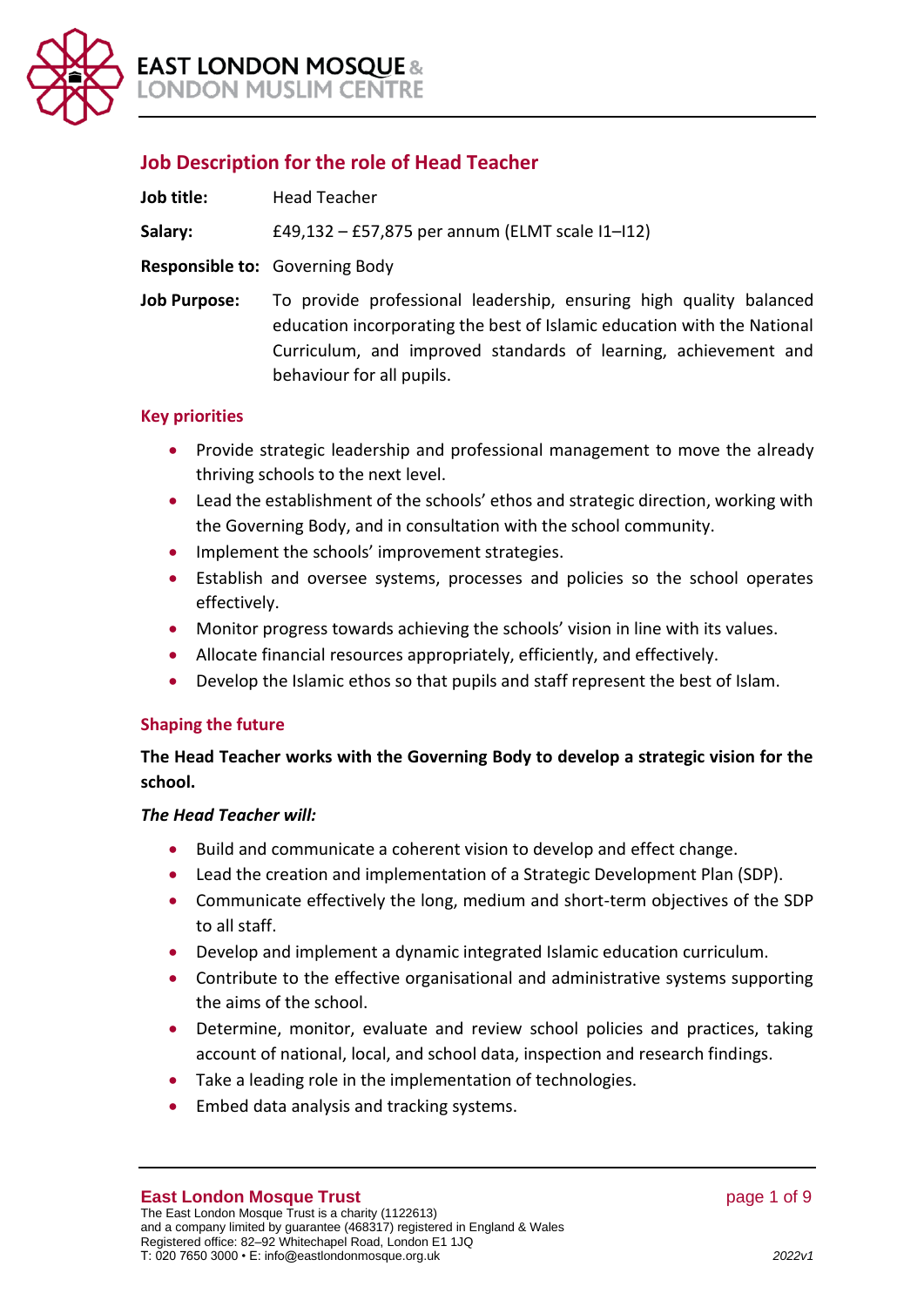# Job Description for the role of Head Teacher

**Job title:** Head Teacher

**Salary:** £49,132 – £57,875 per annum (ELMT scale I1–I12)

**Responsible to:** Governing Body

**Job Purpose:** To provide professional leadership, ensuring high quality balanced education incorporating the best of Islamic education with the National Curriculum, and improved standards of learning, achievement and behaviour for all pupils.

## Key priorities

- Provide strategic leadership and professional management to move the already thriving schools to the next level.
- Lead the establishment of the schools' ethos and strategic direction, working with the Governing Body, and in consultation with the school community.
- Implement the schools' improvement strategies.
- Establish and oversee systems, processes and policies so the school operates effectively.
- Monitor progress towards achieving the schools' vision in line with its values.
- Allocate financial resources appropriately, efficiently, and effectively.
- Develop the Islamic ethos so that pupils and staff represent the best of Islam.

## Shaping the future

**The Head Teacher works with the Governing Body to develop a strategic vision for the school.**

***The Head Teacher will:***

- Build and communicate a coherent vision to develop and effect change.
- Lead the creation and implementation of a Strategic Development Plan (SDP).
- Communicate effectively the long, medium and short-term objectives of the SDP to all staff.
- Develop and implement a dynamic integrated Islamic education curriculum.
- Contribute to the effective organisational and administrative systems supporting the aims of the school.
- Determine, monitor, evaluate and review school policies and practices, taking account of national, local, and school data, inspection and research findings.
- Take a leading role in the implementation of technologies.
- Embed data analysis and tracking systems.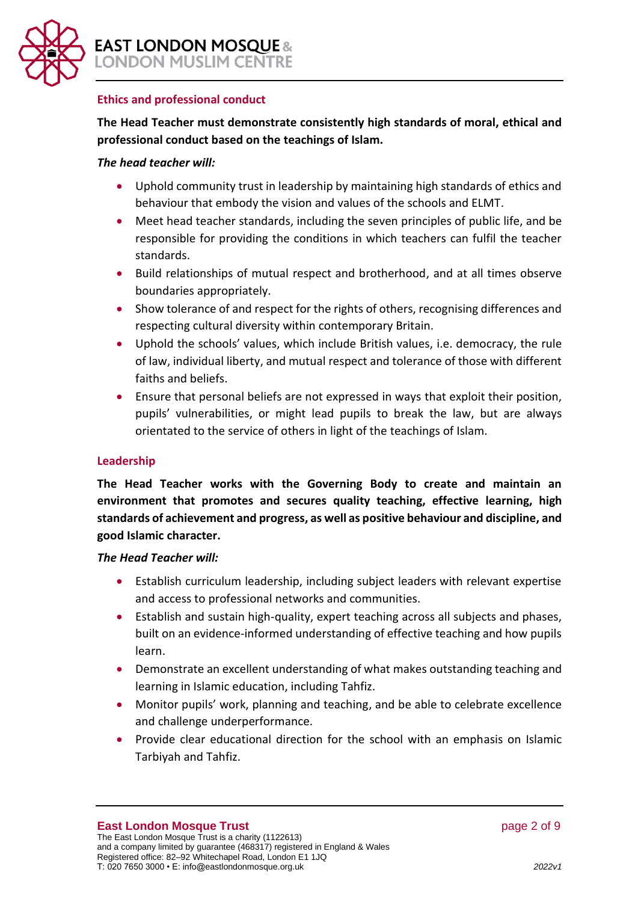## Ethics and professional conduct

**The Head Teacher must demonstrate consistently high standards of moral, ethical and professional conduct based on the teachings of Islam.**

***The head teacher will:***

- Uphold community trust in leadership by maintaining high standards of ethics and behaviour that embody the vision and values of the schools and ELMT.
- Meet head teacher standards, including the seven principles of public life, and be responsible for providing the conditions in which teachers can fulfil the teacher standards.
- Build relationships of mutual respect and brotherhood, and at all times observe boundaries appropriately.
- Show tolerance of and respect for the rights of others, recognising differences and respecting cultural diversity within contemporary Britain.
- Uphold the schools' values, which include British values, i.e. democracy, the rule of law, individual liberty, and mutual respect and tolerance of those with different faiths and beliefs.
- Ensure that personal beliefs are not expressed in ways that exploit their position, pupils' vulnerabilities, or might lead pupils to break the law, but are always orientated to the service of others in light of the teachings of Islam.

## Leadership

**The Head Teacher works with the Governing Body to create and maintain an environment that promotes and secures quality teaching, effective learning, high standards of achievement and progress, as well as positive behaviour and discipline, and good Islamic character.**

***The Head Teacher will:***

- Establish curriculum leadership, including subject leaders with relevant expertise and access to professional networks and communities.
- Establish and sustain high-quality, expert teaching across all subjects and phases, built on an evidence-informed understanding of effective teaching and how pupils learn.
- Demonstrate an excellent understanding of what makes outstanding teaching and learning in Islamic education, including Tahfiz.
- Monitor pupils' work, planning and teaching, and be able to celebrate excellence and challenge underperformance.
- Provide clear educational direction for the school with an emphasis on Islamic Tarbiyah and Tahfiz.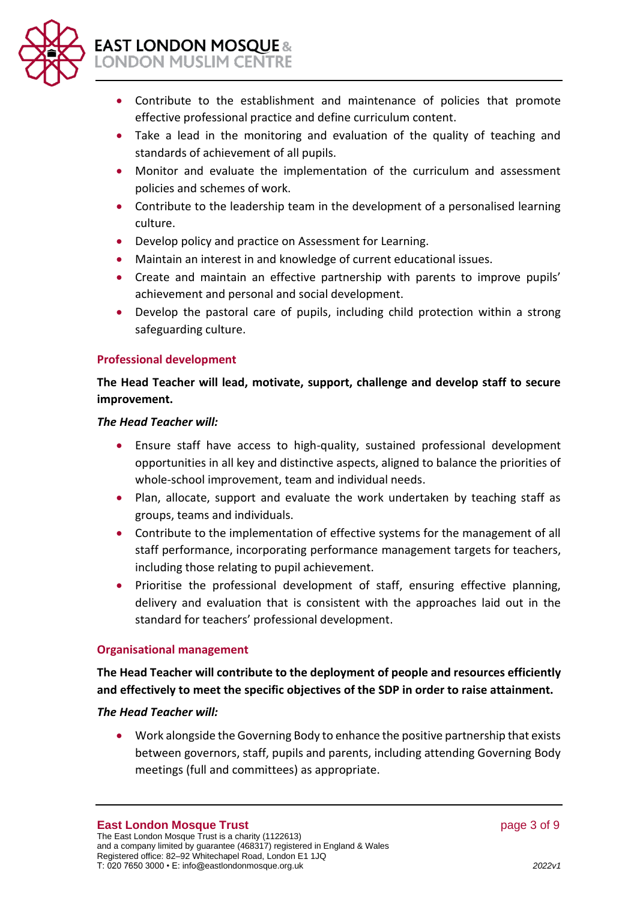- Contribute to the establishment and maintenance of policies that promote effective professional practice and define curriculum content.
- Take a lead in the monitoring and evaluation of the quality of teaching and standards of achievement of all pupils.
- Monitor and evaluate the implementation of the curriculum and assessment policies and schemes of work.
- Contribute to the leadership team in the development of a personalised learning culture.
- Develop policy and practice on Assessment for Learning.
- Maintain an interest in and knowledge of current educational issues.
- Create and maintain an effective partnership with parents to improve pupils' achievement and personal and social development.
- Develop the pastoral care of pupils, including child protection within a strong safeguarding culture.

### Professional development

**The Head Teacher will lead, motivate, support, challenge and develop staff to secure improvement.**

***The Head Teacher will:***

- Ensure staff have access to high-quality, sustained professional development opportunities in all key and distinctive aspects, aligned to balance the priorities of whole-school improvement, team and individual needs.
- Plan, allocate, support and evaluate the work undertaken by teaching staff as groups, teams and individuals.
- Contribute to the implementation of effective systems for the management of all staff performance, incorporating performance management targets for teachers, including those relating to pupil achievement.
- Prioritise the professional development of staff, ensuring effective planning, delivery and evaluation that is consistent with the approaches laid out in the standard for teachers' professional development.

### Organisational management

**The Head Teacher will contribute to the deployment of people and resources efficiently and effectively to meet the specific objectives of the SDP in order to raise attainment.**

***The Head Teacher will:***

- Work alongside the Governing Body to enhance the positive partnership that exists between governors, staff, pupils and parents, including attending Governing Body meetings (full and committees) as appropriate.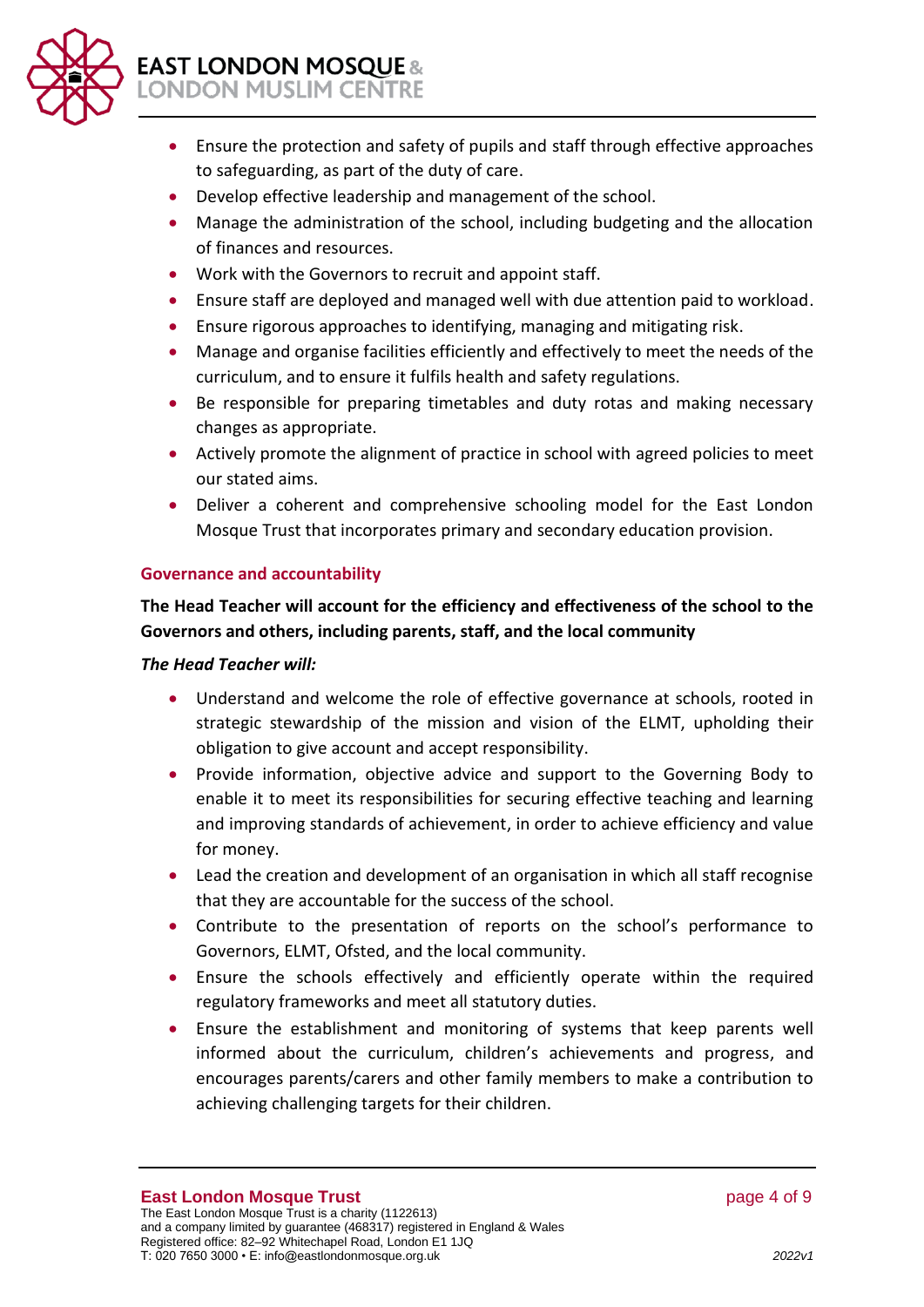- Ensure the protection and safety of pupils and staff through effective approaches to safeguarding, as part of the duty of care.
- Develop effective leadership and management of the school.
- Manage the administration of the school, including budgeting and the allocation of finances and resources.
- Work with the Governors to recruit and appoint staff.
- Ensure staff are deployed and managed well with due attention paid to workload.
- Ensure rigorous approaches to identifying, managing and mitigating risk.
- Manage and organise facilities efficiently and effectively to meet the needs of the curriculum, and to ensure it fulfils health and safety regulations.
- Be responsible for preparing timetables and duty rotas and making necessary changes as appropriate.
- Actively promote the alignment of practice in school with agreed policies to meet our stated aims.
- Deliver a coherent and comprehensive schooling model for the East London Mosque Trust that incorporates primary and secondary education provision.

### Governance and accountability

**The Head Teacher will account for the efficiency and effectiveness of the school to the Governors and others, including parents, staff, and the local community**

***The Head Teacher will:***

- Understand and welcome the role of effective governance at schools, rooted in strategic stewardship of the mission and vision of the ELMT, upholding their obligation to give account and accept responsibility.
- Provide information, objective advice and support to the Governing Body to enable it to meet its responsibilities for securing effective teaching and learning and improving standards of achievement, in order to achieve efficiency and value for money.
- Lead the creation and development of an organisation in which all staff recognise that they are accountable for the success of the school.
- Contribute to the presentation of reports on the school's performance to Governors, ELMT, Ofsted, and the local community.
- Ensure the schools effectively and efficiently operate within the required regulatory frameworks and meet all statutory duties.
- Ensure the establishment and monitoring of systems that keep parents well informed about the curriculum, children's achievements and progress, and encourages parents/carers and other family members to make a contribution to achieving challenging targets for their children.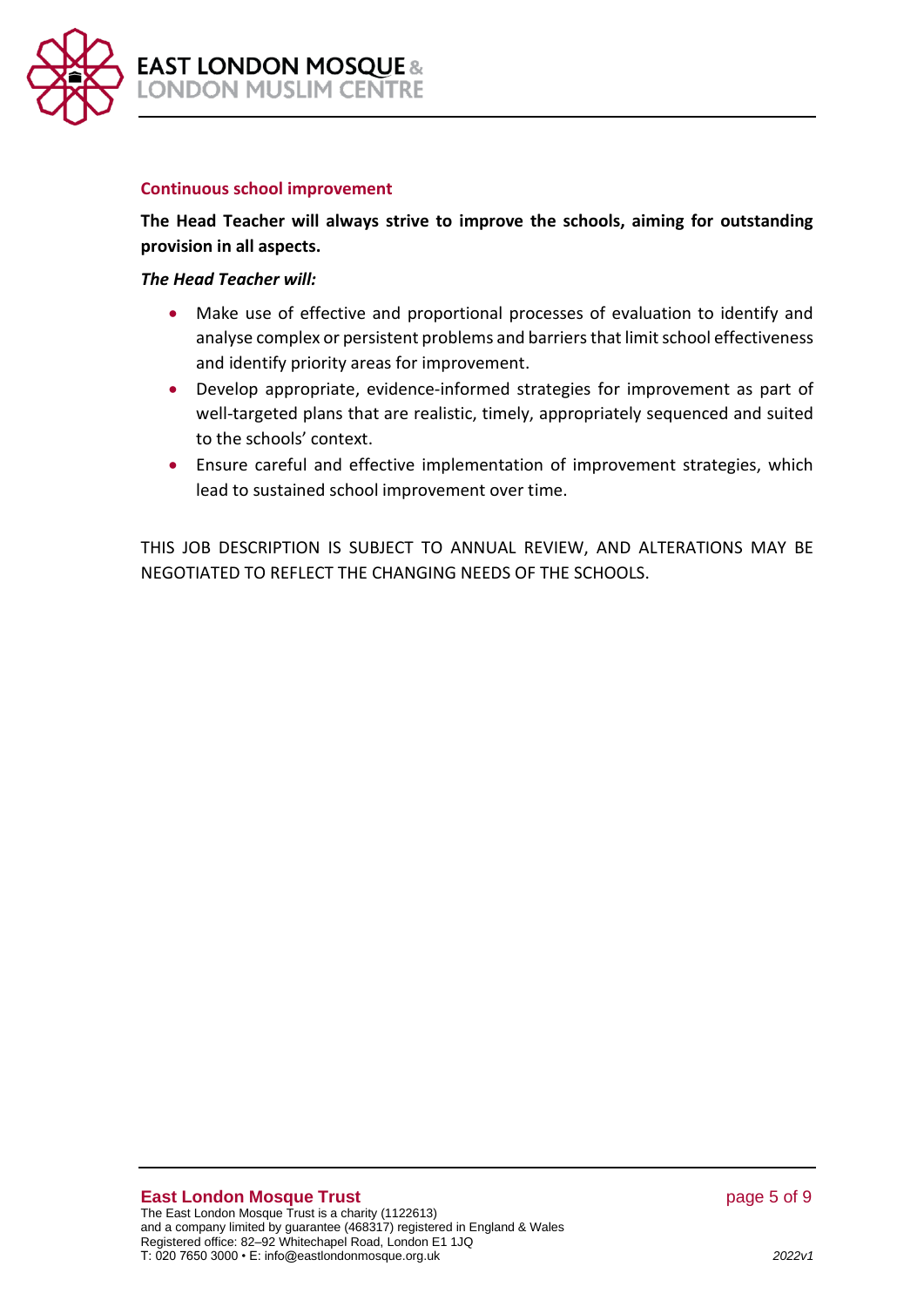### Continuous school improvement

**The Head Teacher will always strive to improve the schools, aiming for outstanding provision in all aspects.**

***The Head Teacher will:***

- Make use of effective and proportional processes of evaluation to identify and analyse complex or persistent problems and barriers that limit school effectiveness and identify priority areas for improvement.
- Develop appropriate, evidence-informed strategies for improvement as part of well-targeted plans that are realistic, timely, appropriately sequenced and suited to the schools' context.
- Ensure careful and effective implementation of improvement strategies, which lead to sustained school improvement over time.

THIS JOB DESCRIPTION IS SUBJECT TO ANNUAL REVIEW, AND ALTERATIONS MAY BE NEGOTIATED TO REFLECT THE CHANGING NEEDS OF THE SCHOOLS.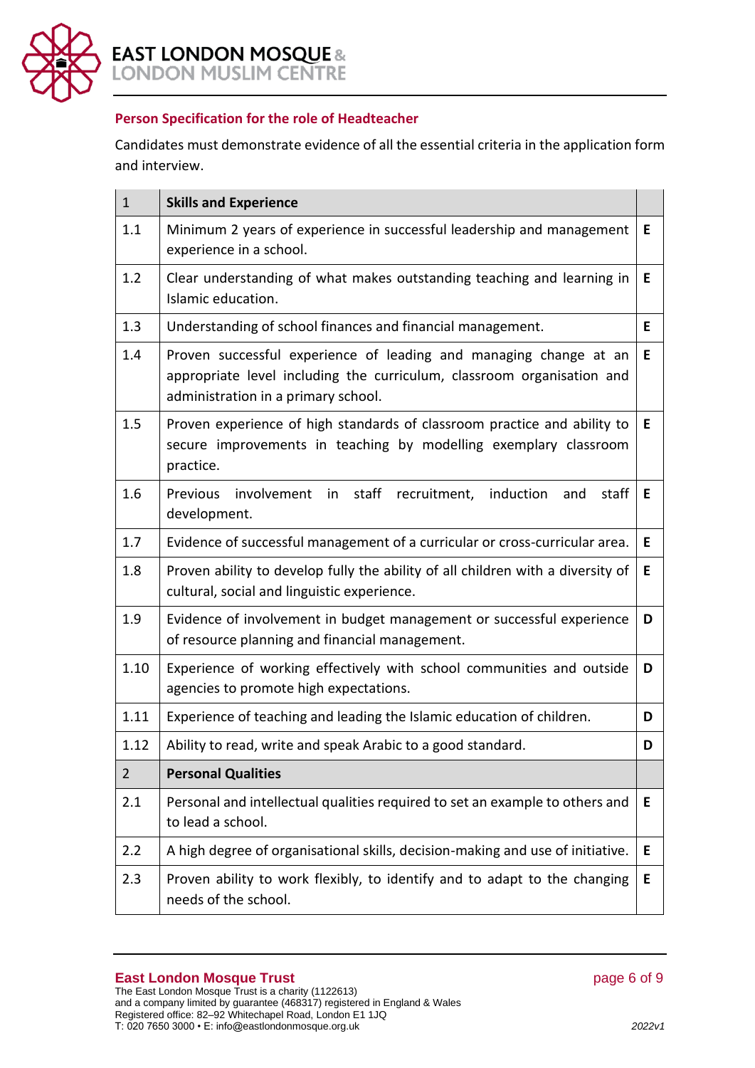## Person Specification for the role of Headteacher

Candidates must demonstrate evidence of all the essential criteria in the application form and interview.

| 1 | **Skills and Experience** | |
|---|---|---|
| 1.1 | Minimum 2 years of experience in successful leadership and management experience in a school. | **E** |
| 1.2 | Clear understanding of what makes outstanding teaching and learning in Islamic education. | **E** |
| 1.3 | Understanding of school finances and financial management. | **E** |
| 1.4 | Proven successful experience of leading and managing change at an appropriate level including the curriculum, classroom organisation and administration in a primary school. | **E** |
| 1.5 | Proven experience of high standards of classroom practice and ability to secure improvements in teaching by modelling exemplary classroom practice. | **E** |
| 1.6 | Previous involvement in staff recruitment, induction and staff development. | **E** |
| 1.7 | Evidence of successful management of a curricular or cross-curricular area. | **E** |
| 1.8 | Proven ability to develop fully the ability of all children with a diversity of cultural, social and linguistic experience. | **E** |
| 1.9 | Evidence of involvement in budget management or successful experience of resource planning and financial management. | **D** |
| 1.10 | Experience of working effectively with school communities and outside agencies to promote high expectations. | **D** |
| 1.11 | Experience of teaching and leading the Islamic education of children. | **D** |
| 1.12 | Ability to read, write and speak Arabic to a good standard. | **D** |
| 2 | **Personal Qualities** | |
| 2.1 | Personal and intellectual qualities required to set an example to others and to lead a school. | **E** |
| 2.2 | A high degree of organisational skills, decision-making and use of initiative. | **E** |
| 2.3 | Proven ability to work flexibly, to identify and to adapt to the changing needs of the school. | **E** |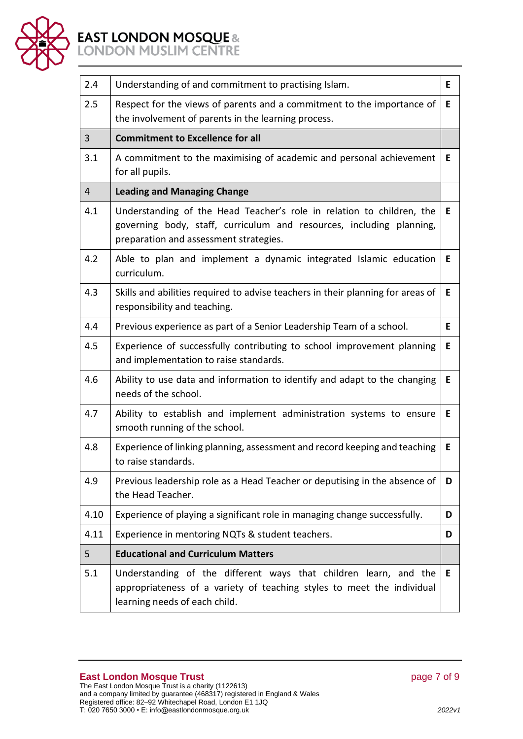| | | |
|---|---|---|
| 2.4 | Understanding of and commitment to practising Islam. | **E** |
| 2.5 | Respect for the views of parents and a commitment to the importance of the involvement of parents in the learning process. | **E** |
| 3 | **Commitment to Excellence for all** | |
| 3.1 | A commitment to the maximising of academic and personal achievement for all pupils. | **E** |
| 4 | **Leading and Managing Change** | |
| 4.1 | Understanding of the Head Teacher's role in relation to children, the governing body, staff, curriculum and resources, including planning, preparation and assessment strategies. | **E** |
| 4.2 | Able to plan and implement a dynamic integrated Islamic education curriculum. | **E** |
| 4.3 | Skills and abilities required to advise teachers in their planning for areas of responsibility and teaching. | **E** |
| 4.4 | Previous experience as part of a Senior Leadership Team of a school. | **E** |
| 4.5 | Experience of successfully contributing to school improvement planning and implementation to raise standards. | **E** |
| 4.6 | Ability to use data and information to identify and adapt to the changing needs of the school. | **E** |
| 4.7 | Ability to establish and implement administration systems to ensure smooth running of the school. | **E** |
| 4.8 | Experience of linking planning, assessment and record keeping and teaching to raise standards. | **E** |
| 4.9 | Previous leadership role as a Head Teacher or deputising in the absence of the Head Teacher. | **D** |
| 4.10 | Experience of playing a significant role in managing change successfully. | **D** |
| 4.11 | Experience in mentoring NQTs & student teachers. | **D** |
| 5 | **Educational and Curriculum Matters** | |
| 5.1 | Understanding of the different ways that children learn, and the appropriateness of a variety of teaching styles to meet the individual learning needs of each child. | **E** |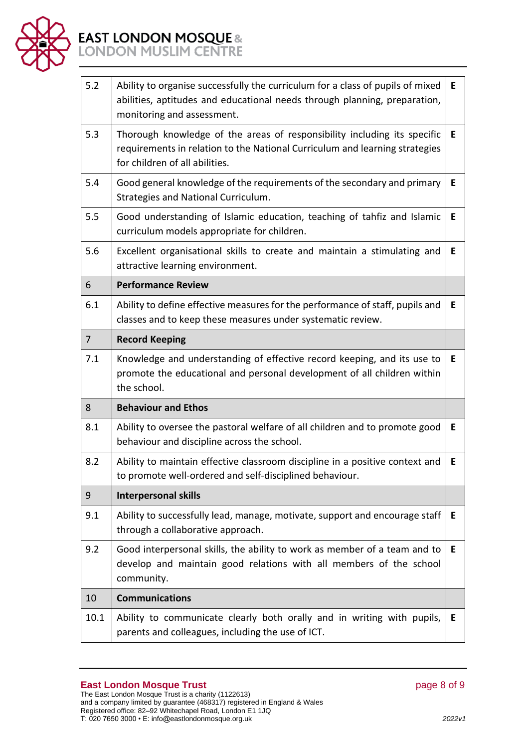| | | |
|---|---|---|
| 5.2 | Ability to organise successfully the curriculum for a class of pupils of mixed abilities, aptitudes and educational needs through planning, preparation, monitoring and assessment. | **E** |
| 5.3 | Thorough knowledge of the areas of responsibility including its specific requirements in relation to the National Curriculum and learning strategies for children of all abilities. | **E** |
| 5.4 | Good general knowledge of the requirements of the secondary and primary Strategies and National Curriculum. | **E** |
| 5.5 | Good understanding of Islamic education, teaching of tahfiz and Islamic curriculum models appropriate for children. | **E** |
| 5.6 | Excellent organisational skills to create and maintain a stimulating and attractive learning environment. | **E** |
| 6 | **Performance Review** | |
| 6.1 | Ability to define effective measures for the performance of staff, pupils and classes and to keep these measures under systematic review. | **E** |
| 7 | **Record Keeping** | |
| 7.1 | Knowledge and understanding of effective record keeping, and its use to promote the educational and personal development of all children within the school. | **E** |
| 8 | **Behaviour and Ethos** | |
| 8.1 | Ability to oversee the pastoral welfare of all children and to promote good behaviour and discipline across the school. | **E** |
| 8.2 | Ability to maintain effective classroom discipline in a positive context and to promote well-ordered and self-disciplined behaviour. | **E** |
| 9 | **Interpersonal skills** | |
| 9.1 | Ability to successfully lead, manage, motivate, support and encourage staff through a collaborative approach. | **E** |
| 9.2 | Good interpersonal skills, the ability to work as member of a team and to develop and maintain good relations with all members of the school community. | **E** |
| 10 | **Communications** | |
| 10.1 | Ability to communicate clearly both orally and in writing with pupils, parents and colleagues, including the use of ICT. | **E** |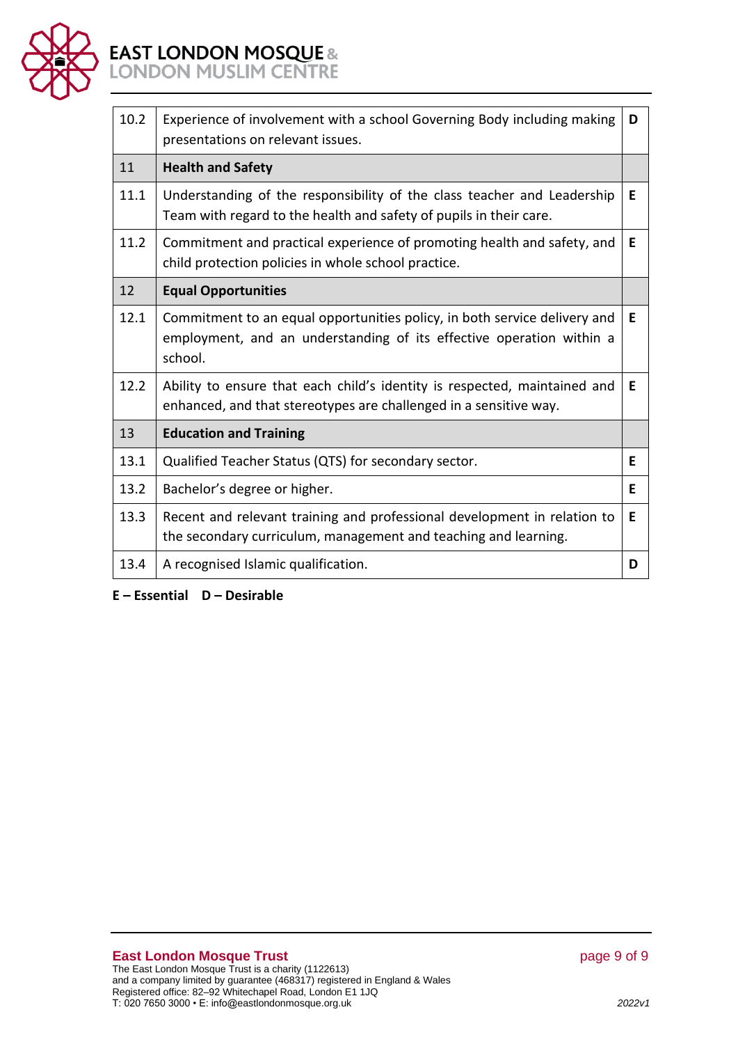| | | |
|---|---|---|
| 10.2 | Experience of involvement with a school Governing Body including making presentations on relevant issues. | D |
| 11 | **Health and Safety** | |
| 11.1 | Understanding of the responsibility of the class teacher and Leadership Team with regard to the health and safety of pupils in their care. | E |
| 11.2 | Commitment and practical experience of promoting health and safety, and child protection policies in whole school practice. | E |
| 12 | **Equal Opportunities** | |
| 12.1 | Commitment to an equal opportunities policy, in both service delivery and employment, and an understanding of its effective operation within a school. | E |
| 12.2 | Ability to ensure that each child's identity is respected, maintained and enhanced, and that stereotypes are challenged in a sensitive way. | E |
| 13 | **Education and Training** | |
| 13.1 | Qualified Teacher Status (QTS) for secondary sector. | E |
| 13.2 | Bachelor's degree or higher. | E |
| 13.3 | Recent and relevant training and professional development in relation to the secondary curriculum, management and teaching and learning. | E |
| 13.4 | A recognised Islamic qualification. | D |

**E – Essential D – Desirable**